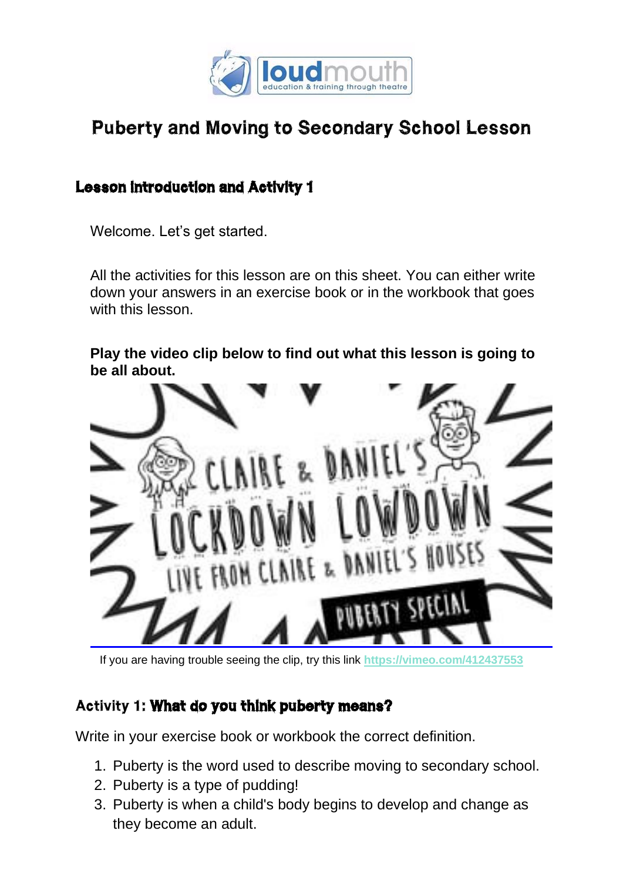# Puberty and Moving to Secondary School Lesson

## Lesson Introduction and Activity 1

Welcome. Let's get started.

All the activities for this lesson are on this sheet. You can either write down your answers in an exercise book or in the workbook that goes with this lesson.

**Play the video clip below to find out what this lesson is going to be all about.**

If you are having trouble seeing the clip, try this link https://vimeo.com/412437553

## Activity 1: What do you think puberty means?

Write in your exercise book or workbook the correct definition.

1. Puberty is the word used to describe moving to secondary school.
2. Puberty is a type of pudding!
3. Puberty is when a child's body begins to develop and change as they become an adult.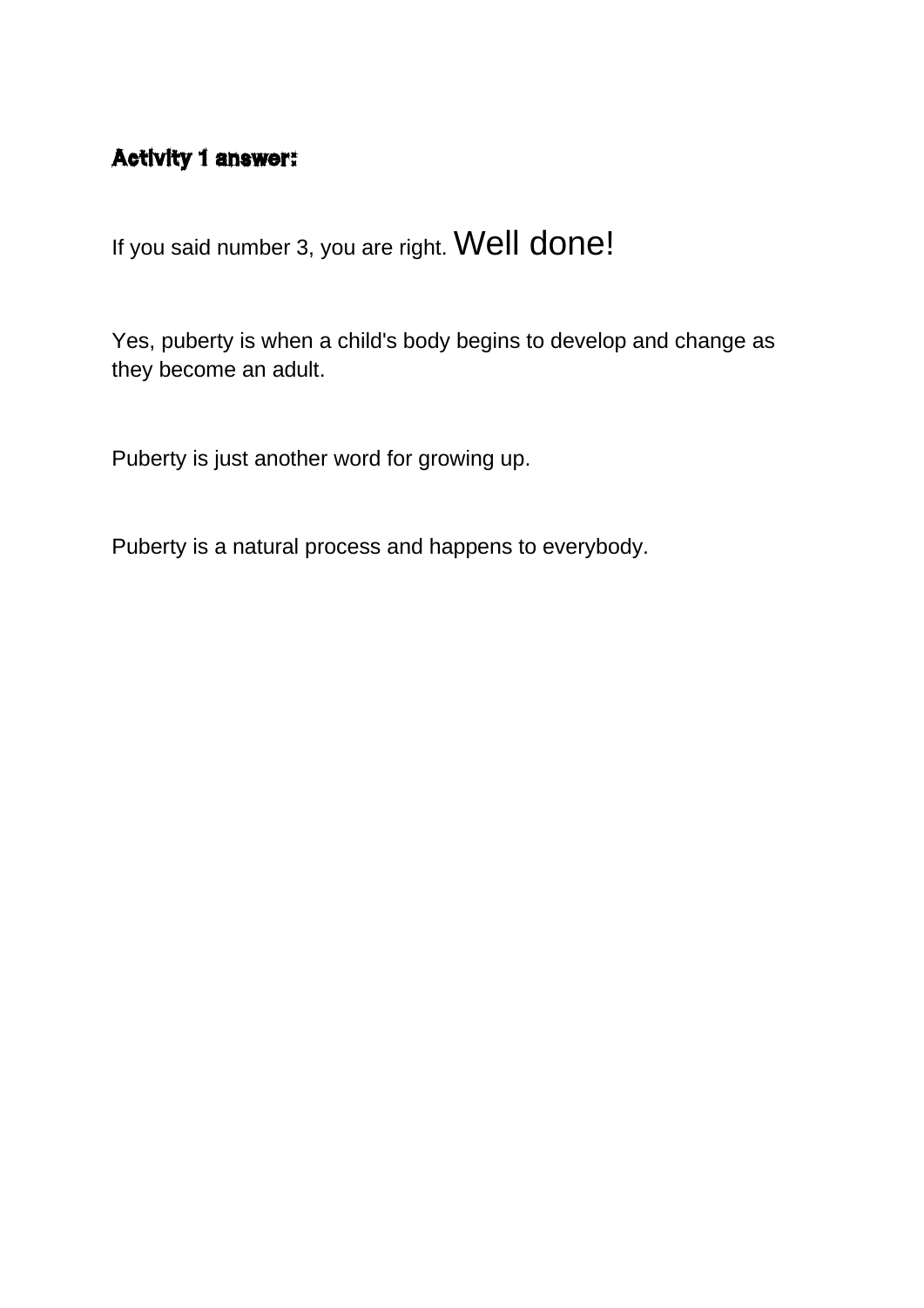**Activity 1 answer:**

If you said number 3, you are right. Well done!

Yes, puberty is when a child's body begins to develop and change as they become an adult.

Puberty is just another word for growing up.

Puberty is a natural process and happens to everybody.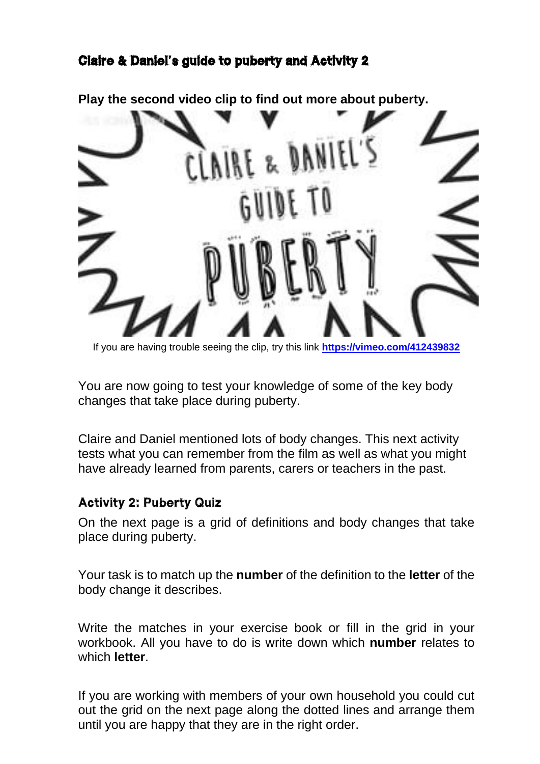## Claire & Daniel's guide to puberty and Activity 2

**Play the second video clip to find out more about puberty.**

If you are having trouble seeing the clip, try this link **https://vimeo.com/412439832**

You are now going to test your knowledge of some of the key body changes that take place during puberty.

Claire and Daniel mentioned lots of body changes. This next activity tests what you can remember from the film as well as what you might have already learned from parents, carers or teachers in the past.

### Activity 2: Puberty Quiz

On the next page is a grid of definitions and body changes that take place during puberty.

Your task is to match up the **number** of the definition to the **letter** of the body change it describes.

Write the matches in your exercise book or fill in the grid in your workbook. All you have to do is write down which **number** relates to which **letter**.

If you are working with members of your own household you could cut out the grid on the next page along the dotted lines and arrange them until you are happy that they are in the right order.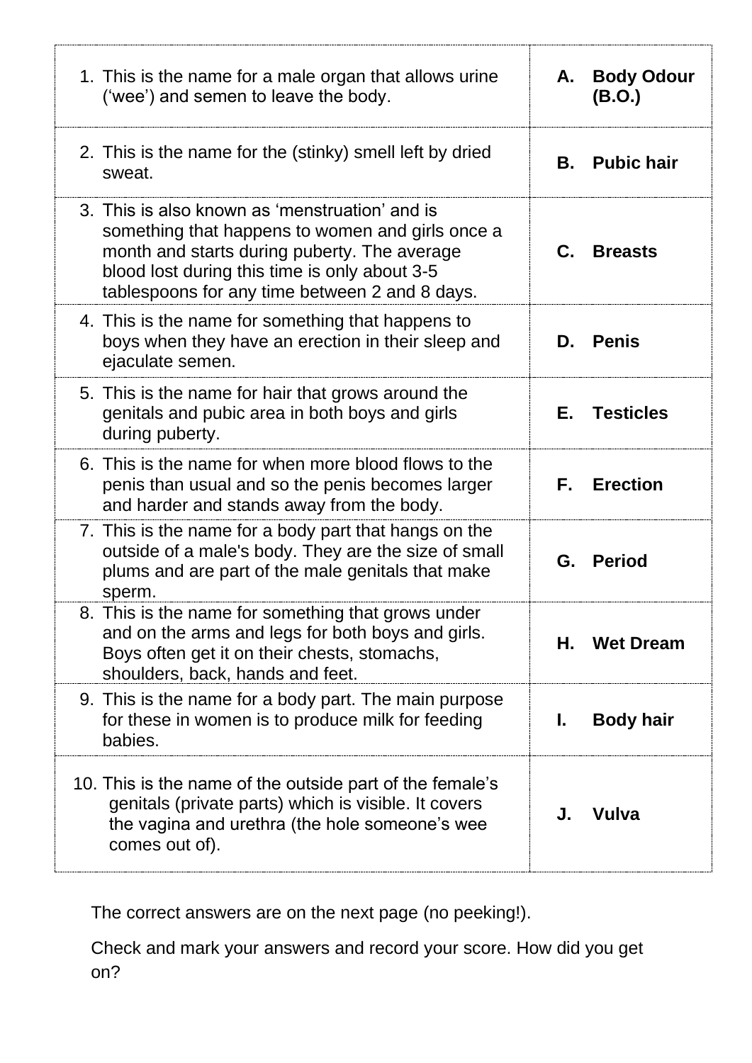| | |
|---|---|
| 1. This is the name for a male organ that allows urine ('wee') and semen to leave the body. | **A. Body Odour (B.O.)** |
| 2. This is the name for the (stinky) smell left by dried sweat. | **B. Pubic hair** |
| 3. This is also known as 'menstruation' and is something that happens to women and girls once a month and starts during puberty. The average blood lost during this time is only about 3-5 tablespoons for any time between 2 and 8 days. | **C. Breasts** |
| 4. This is the name for something that happens to boys when they have an erection in their sleep and ejaculate semen. | **D. Penis** |
| 5. This is the name for hair that grows around the genitals and pubic area in both boys and girls during puberty. | **E. Testicles** |
| 6. This is the name for when more blood flows to the penis than usual and so the penis becomes larger and harder and stands away from the body. | **F. Erection** |
| 7. This is the name for a body part that hangs on the outside of a male's body. They are the size of small plums and are part of the male genitals that make sperm. | **G. Period** |
| 8. This is the name for something that grows under and on the arms and legs for both boys and girls. Boys often get it on their chests, stomachs, shoulders, back, hands and feet. | **H. Wet Dream** |
| 9. This is the name for a body part. The main purpose for these in women is to produce milk for feeding babies. | **I. Body hair** |
| 10. This is the name of the outside part of the female's genitals (private parts) which is visible. It covers the vagina and urethra (the hole someone's wee comes out of). | **J. Vulva** |

The correct answers are on the next page (no peeking!).

Check and mark your answers and record your score. How did you get on?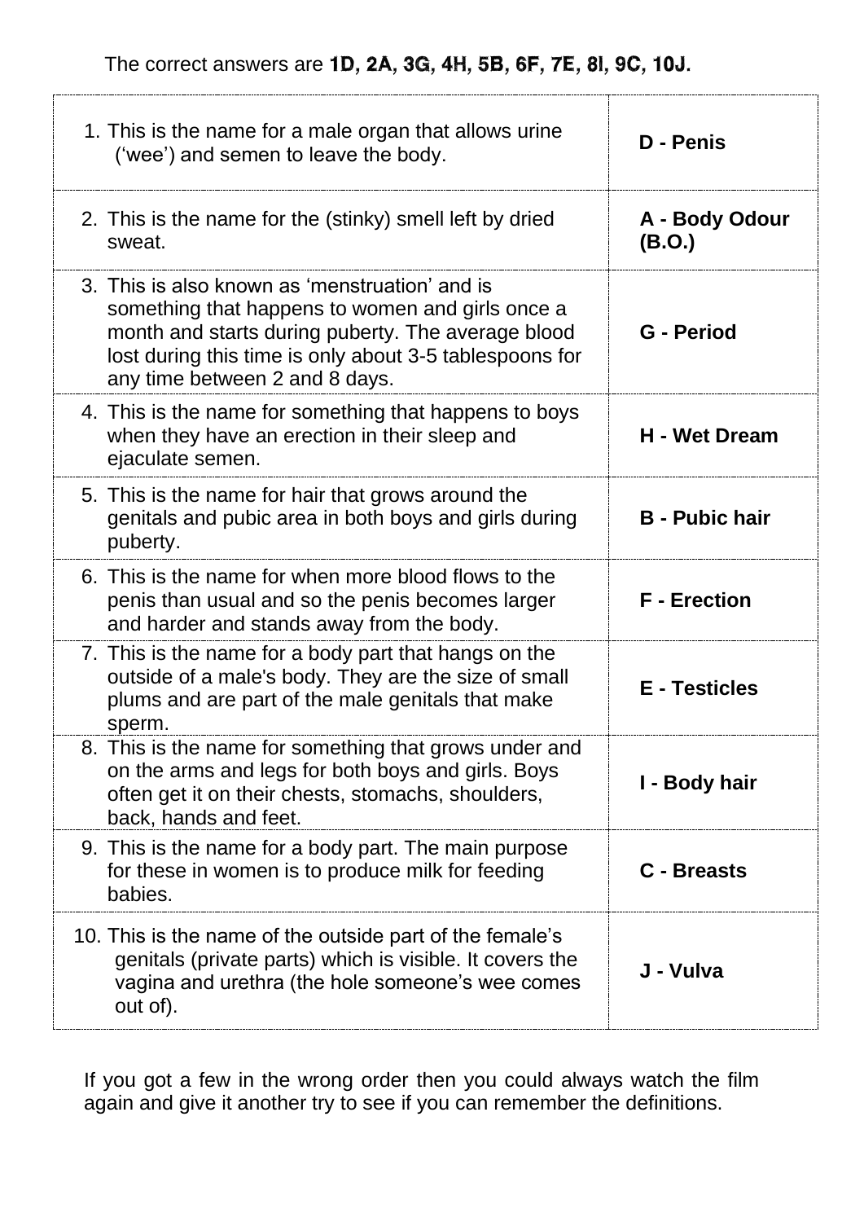The correct answers are **1D, 2A, 3G, 4H, 5B, 6F, 7E, 8I, 9C, 10J.**

| | |
|---|---|
| 1. This is the name for a male organ that allows urine ('wee') and semen to leave the body. | **D - Penis** |
| 2. This is the name for the (stinky) smell left by dried sweat. | **A - Body Odour (B.O.)** |
| 3. This is also known as 'menstruation' and is something that happens to women and girls once a month and starts during puberty. The average blood lost during this time is only about 3-5 tablespoons for any time between 2 and 8 days. | **G - Period** |
| 4. This is the name for something that happens to boys when they have an erection in their sleep and ejaculate semen. | **H - Wet Dream** |
| 5. This is the name for hair that grows around the genitals and pubic area in both boys and girls during puberty. | **B - Pubic hair** |
| 6. This is the name for when more blood flows to the penis than usual and so the penis becomes larger and harder and stands away from the body. | **F - Erection** |
| 7. This is the name for a body part that hangs on the outside of a male's body. They are the size of small plums and are part of the male genitals that make sperm. | **E - Testicles** |
| 8. This is the name for something that grows under and on the arms and legs for both boys and girls. Boys often get it on their chests, stomachs, shoulders, back, hands and feet. | **I - Body hair** |
| 9. This is the name for a body part. The main purpose for these in women is to produce milk for feeding babies. | **C - Breasts** |
| 10. This is the name of the outside part of the female's genitals (private parts) which is visible. It covers the vagina and urethra (the hole someone's wee comes out of). | **J - Vulva** |

If you got a few in the wrong order then you could always watch the film again and give it another try to see if you can remember the definitions.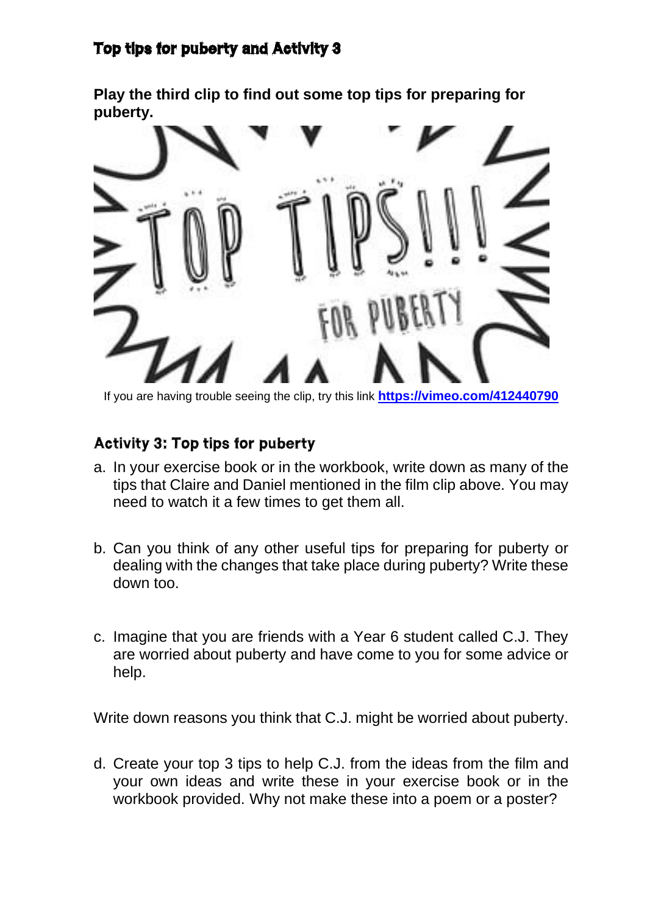## Top tips for puberty and Activity 3

**Play the third clip to find out some top tips for preparing for puberty.**

If you are having trouble seeing the clip, try this link **https://vimeo.com/412440790**

### Activity 3: Top tips for puberty

a. In your exercise book or in the workbook, write down as many of the tips that Claire and Daniel mentioned in the film clip above. You may need to watch it a few times to get them all.

b. Can you think of any other useful tips for preparing for puberty or dealing with the changes that take place during puberty? Write these down too.

c. Imagine that you are friends with a Year 6 student called C.J. They are worried about puberty and have come to you for some advice or help.

Write down reasons you think that C.J. might be worried about puberty.

d. Create your top 3 tips to help C.J. from the ideas from the film and your own ideas and write these in your exercise book or in the workbook provided. Why not make these into a poem or a poster?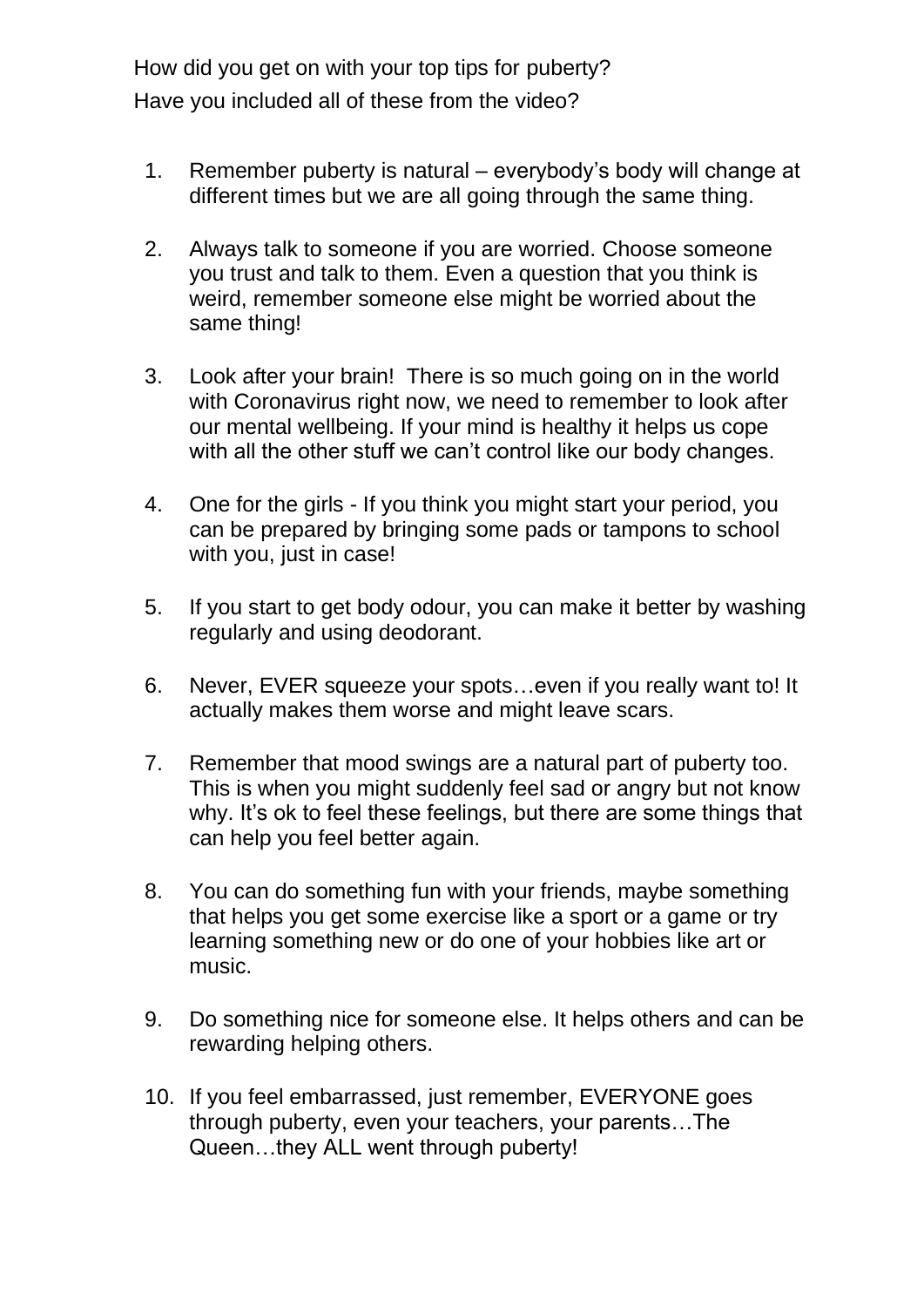How did you get on with your top tips for puberty?

Have you included all of these from the video?

1. Remember puberty is natural – everybody's body will change at different times but we are all going through the same thing.

2. Always talk to someone if you are worried. Choose someone you trust and talk to them. Even a question that you think is weird, remember someone else might be worried about the same thing!

3. Look after your brain! There is so much going on in the world with Coronavirus right now, we need to remember to look after our mental wellbeing. If your mind is healthy it helps us cope with all the other stuff we can't control like our body changes.

4. One for the girls - If you think you might start your period, you can be prepared by bringing some pads or tampons to school with you, just in case!

5. If you start to get body odour, you can make it better by washing regularly and using deodorant.

6. Never, EVER squeeze your spots…even if you really want to! It actually makes them worse and might leave scars.

7. Remember that mood swings are a natural part of puberty too. This is when you might suddenly feel sad or angry but not know why. It's ok to feel these feelings, but there are some things that can help you feel better again.

8. You can do something fun with your friends, maybe something that helps you get some exercise like a sport or a game or try learning something new or do one of your hobbies like art or music.

9. Do something nice for someone else. It helps others and can be rewarding helping others.

10. If you feel embarrassed, just remember, EVERYONE goes through puberty, even your teachers, your parents…The Queen…they ALL went through puberty!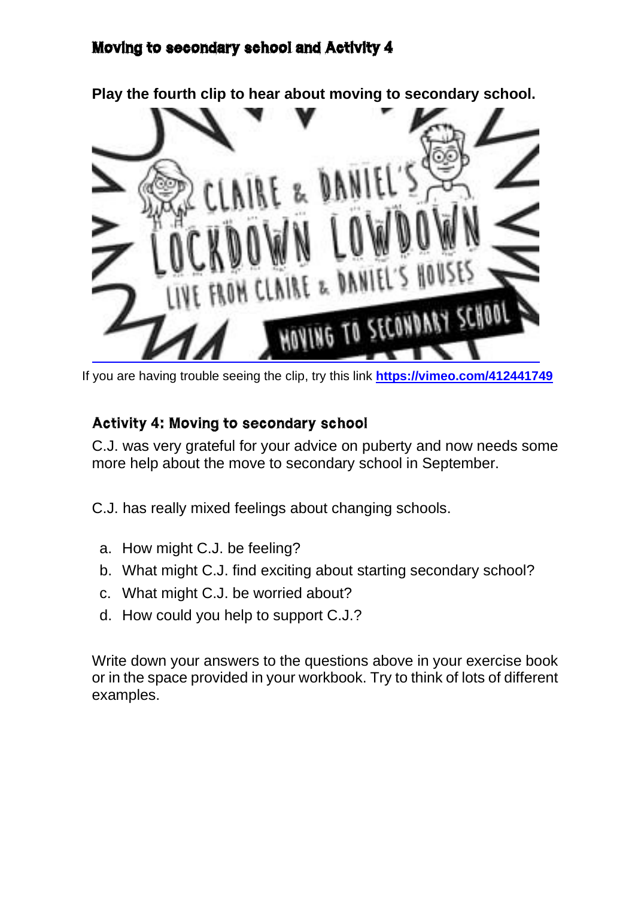## Moving to secondary school and Activity 4

**Play the fourth clip to hear about moving to secondary school.**

If you are having trouble seeing the clip, try this link **https://vimeo.com/412441749**

### Activity 4: Moving to secondary school

C.J. was very grateful for your advice on puberty and now needs some more help about the move to secondary school in September.

C.J. has really mixed feelings about changing schools.

a. How might C.J. be feeling?
b. What might C.J. find exciting about starting secondary school?
c. What might C.J. be worried about?
d. How could you help to support C.J.?

Write down your answers to the questions above in your exercise book or in the space provided in your workbook. Try to think of lots of different examples.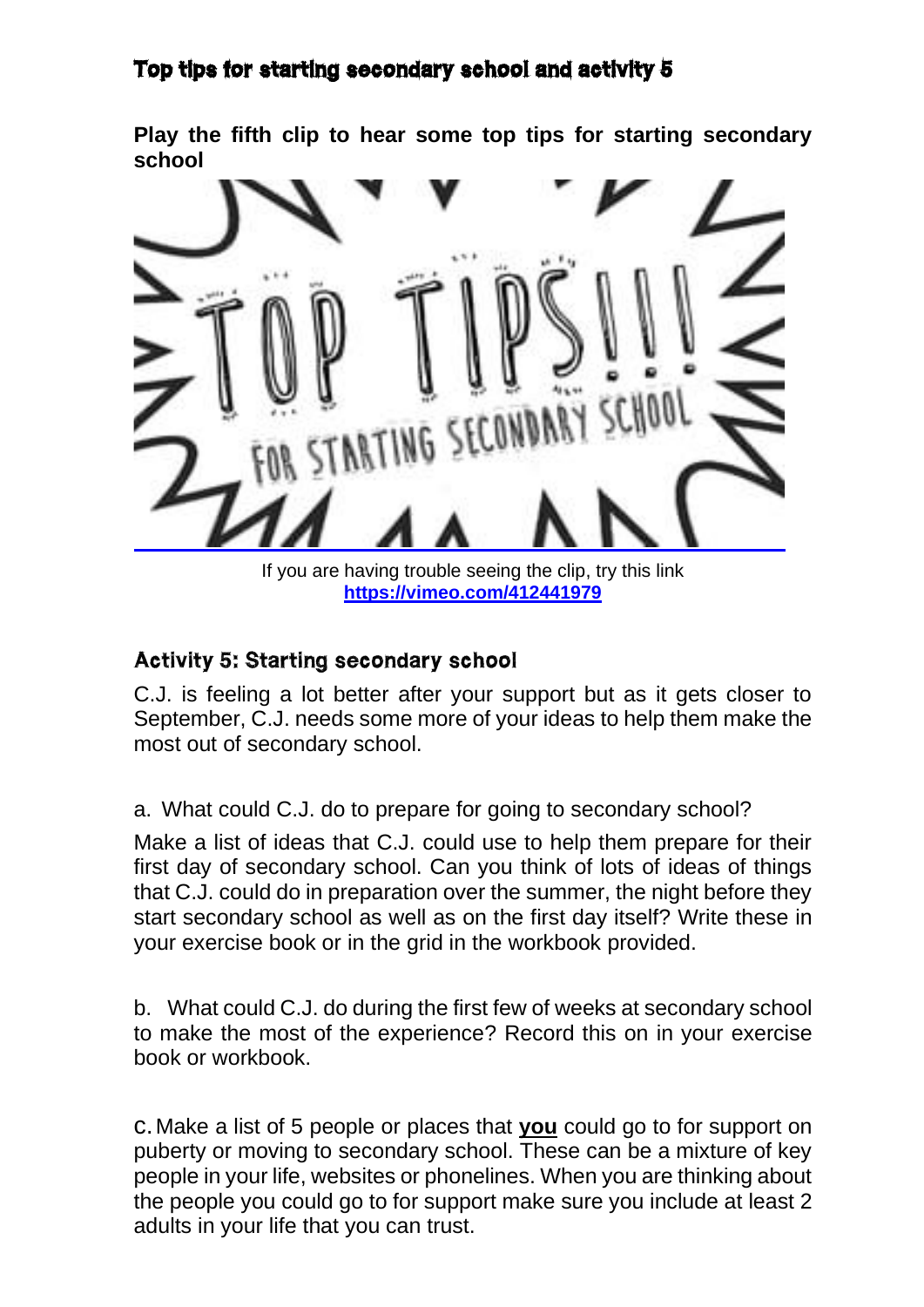## Top tips for starting secondary school and activity 5

**Play the fifth clip to hear some top tips for starting secondary school**

If you are having trouble seeing the clip, try this link
**https://vimeo.com/412441979**

### Activity 5: Starting secondary school

C.J. is feeling a lot better after your support but as it gets closer to September, C.J. needs some more of your ideas to help them make the most out of secondary school.

a. What could C.J. do to prepare for going to secondary school?

Make a list of ideas that C.J. could use to help them prepare for their first day of secondary school. Can you think of lots of ideas of things that C.J. could do in preparation over the summer, the night before they start secondary school as well as on the first day itself? Write these in your exercise book or in the grid in the workbook provided.

b. What could C.J. do during the first few of weeks at secondary school to make the most of the experience? Record this on in your exercise book or workbook.

c. Make a list of 5 people or places that **you** could go to for support on puberty or moving to secondary school. These can be a mixture of key people in your life, websites or phonelines. When you are thinking about the people you could go to for support make sure you include at least 2 adults in your life that you can trust.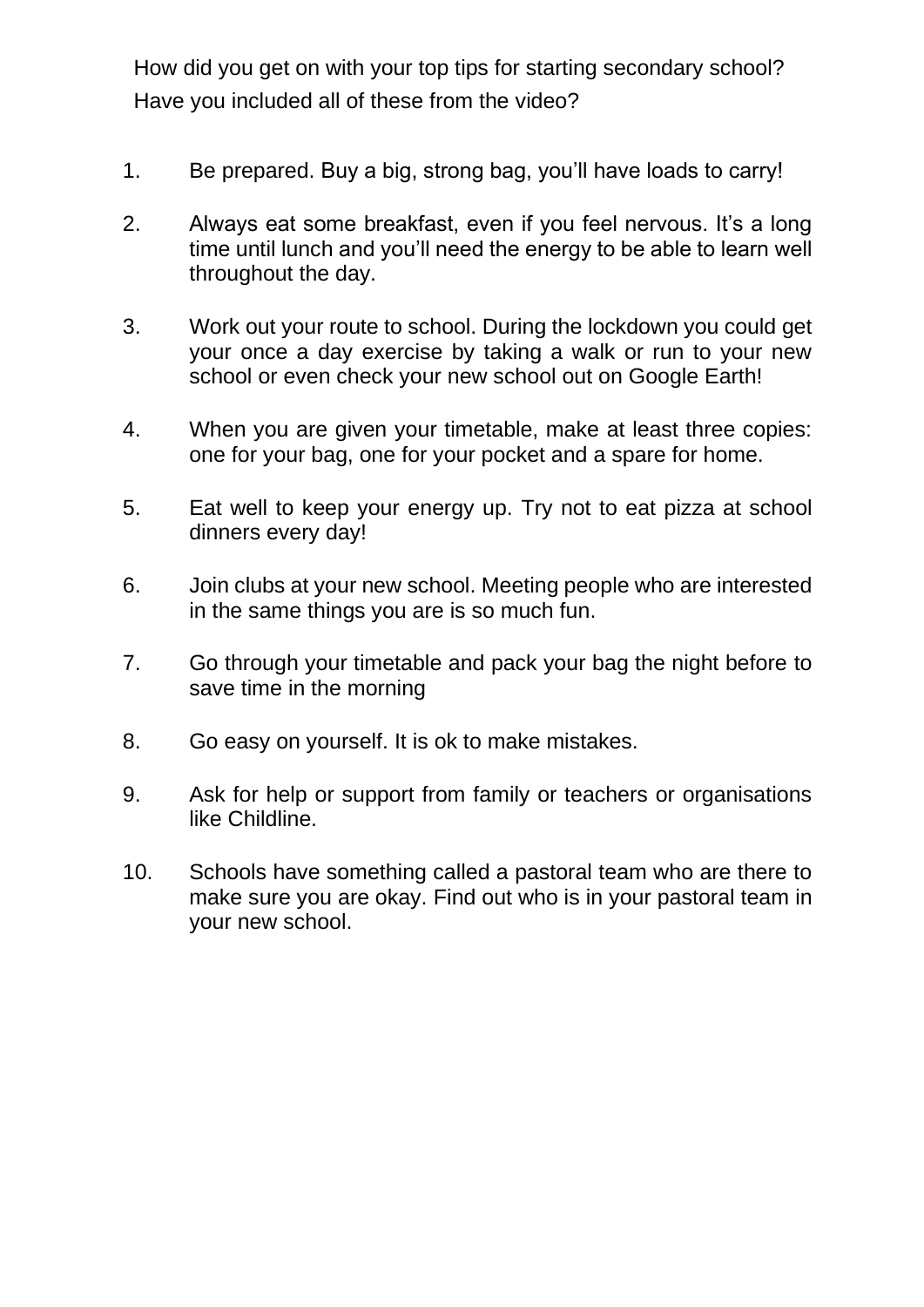How did you get on with your top tips for starting secondary school?
Have you included all of these from the video?

1. Be prepared. Buy a big, strong bag, you'll have loads to carry!

2. Always eat some breakfast, even if you feel nervous. It's a long time until lunch and you'll need the energy to be able to learn well throughout the day.

3. Work out your route to school. During the lockdown you could get your once a day exercise by taking a walk or run to your new school or even check your new school out on Google Earth!

4. When you are given your timetable, make at least three copies: one for your bag, one for your pocket and a spare for home.

5. Eat well to keep your energy up. Try not to eat pizza at school dinners every day!

6. Join clubs at your new school. Meeting people who are interested in the same things you are is so much fun.

7. Go through your timetable and pack your bag the night before to save time in the morning

8. Go easy on yourself. It is ok to make mistakes.

9. Ask for help or support from family or teachers or organisations like Childline.

10. Schools have something called a pastoral team who are there to make sure you are okay. Find out who is in your pastoral team in your new school.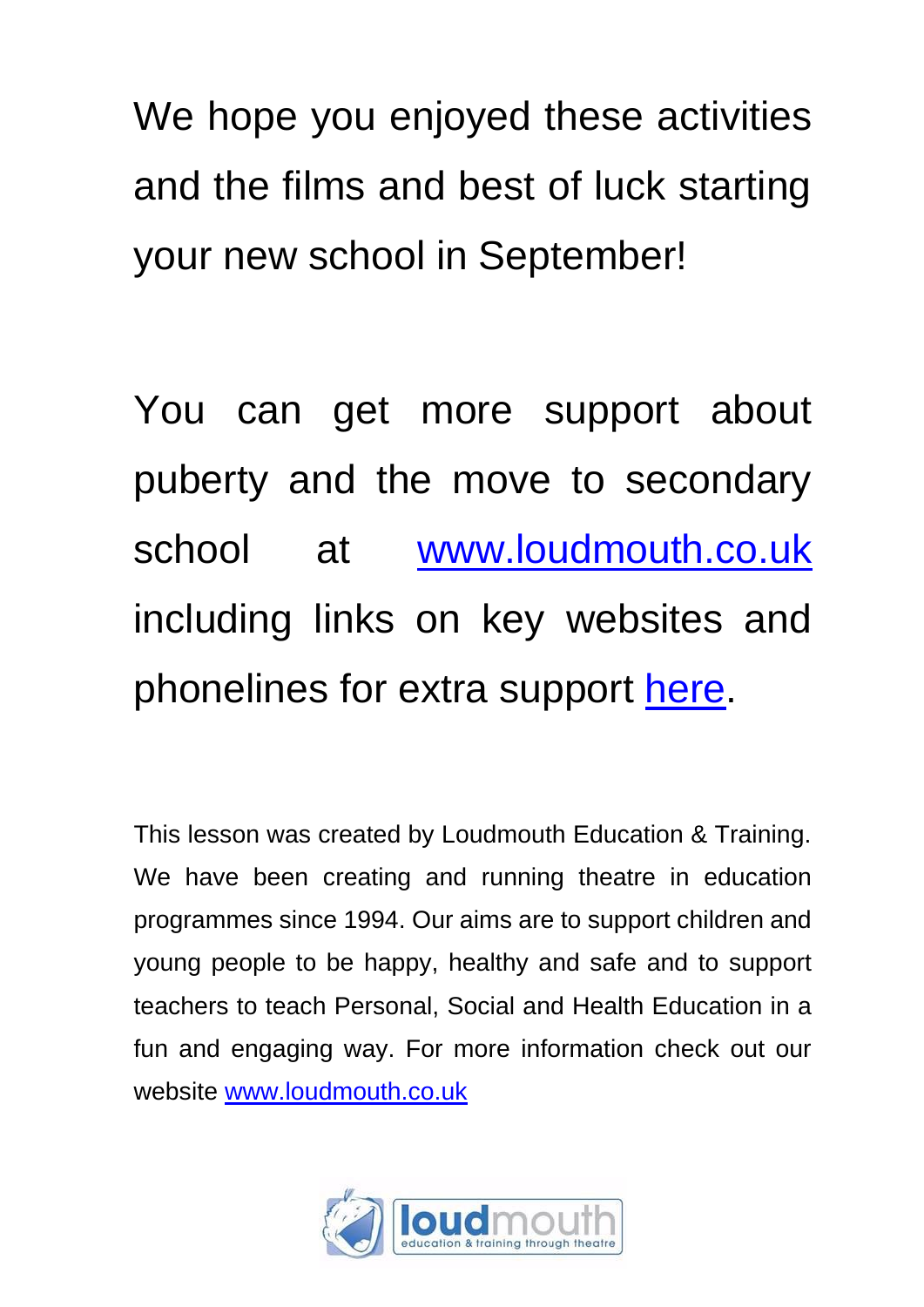We hope you enjoyed these activities and the films and best of luck starting your new school in September!

You can get more support about puberty and the move to secondary school at www.loudmouth.co.uk including links on key websites and phonelines for extra support here.

This lesson was created by Loudmouth Education & Training. We have been creating and running theatre in education programmes since 1994. Our aims are to support children and young people to be happy, healthy and safe and to support teachers to teach Personal, Social and Health Education in a fun and engaging way. For more information check out our website www.loudmouth.co.uk

loudmouth
education & training through theatre